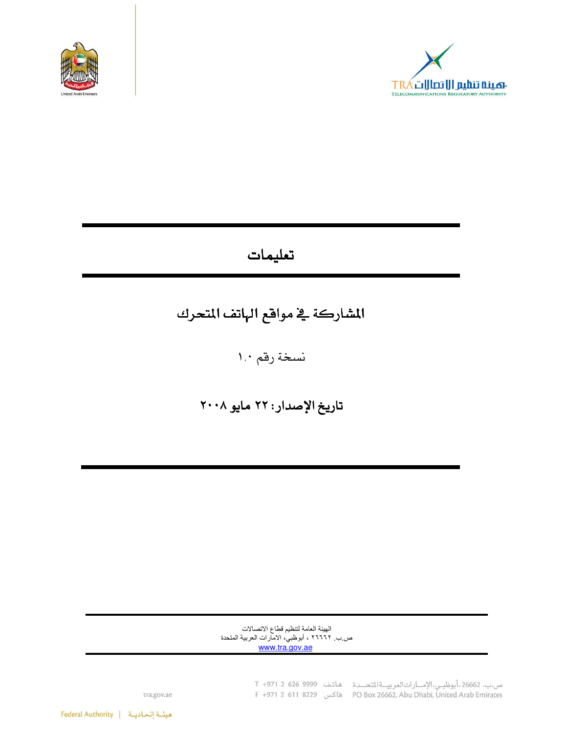# تعليمات

## المشاركة في مواقع الهاتف المتحرك

نسخة رقم ١,٠

**تاريخ الإصدار: ٢٢ مايو ٢٠٠٨**

الهيئة العامة لتنظيم قطاع الاتصالات
ص.ب. ٢٦٦٦٢ ، أبوظبي، الامارات العربية المتحدة
www.tra.gov.ae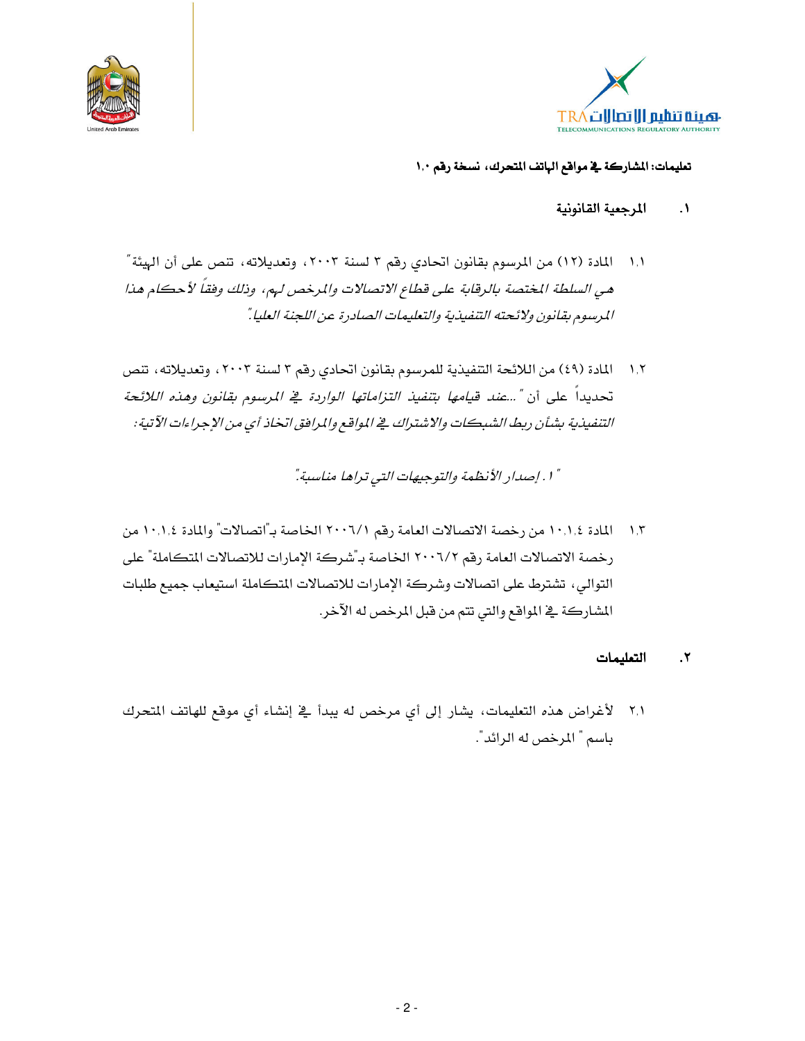**تعليمات: المشاركة في مواقع الهاتف المتحرك، نسخة رقم ١.٠**

## ١. المرجعية القانونية

١.١ المادة (١٢) من المرسوم بقانون اتحادي رقم ٣ لسنة ٢٠٠٣، وتعديلاته، تنص على أن الهيئة" *هي السلطة المختصة بالرقابة على قطاع الاتصالات والمرخص لهم، وذلك وفقاً لأحكام هذا المرسوم بقانون ولائحته التنفيذية والتعليمات الصادرة عن اللجنة العليا."*

١.٢ المادة (٤٩) من اللائحة التنفيذية للمرسوم بقانون اتحادي رقم ٣ لسنة ٢٠٠٣، وتعديلاته، تنص تحديداً على أن *"...عند قيامها بتنفيذ التزاماتها الواردة في المرسوم بقانون وهذه اللائحة التنفيذية بشأن ربط الشبكات والاشتراك في المواقع والمرافق اتخاذ أي من الإجراءات الآتية:*

*"١. إصدار الأنظمة والتوجيهات التي تراها مناسبة."*

١.٣ المادة ١٠.١.٤ من رخصة الاتصالات العامة رقم ٢٠٠٦/١ الخاصة بـ"اتصالات" والمادة ١٠.١.٤ من رخصة الاتصالات العامة رقم ٢٠٠٦/٢ الخاصة بـ"شركة الإمارات للاتصالات المتكاملة" على التوالي، تشترط على اتصالات وشركة الإمارات للاتصالات المتكاملة استيعاب جميع طلبات المشاركة في المواقع والتي تتم من قبل المرخص له الآخر.

## ٢. التعليمات

٢.١ لأغراض هذه التعليمات، يشار إلى أي مرخص له يبدأ في إنشاء أي موقع للهاتف المتحرك باسم " المرخص له الرائد".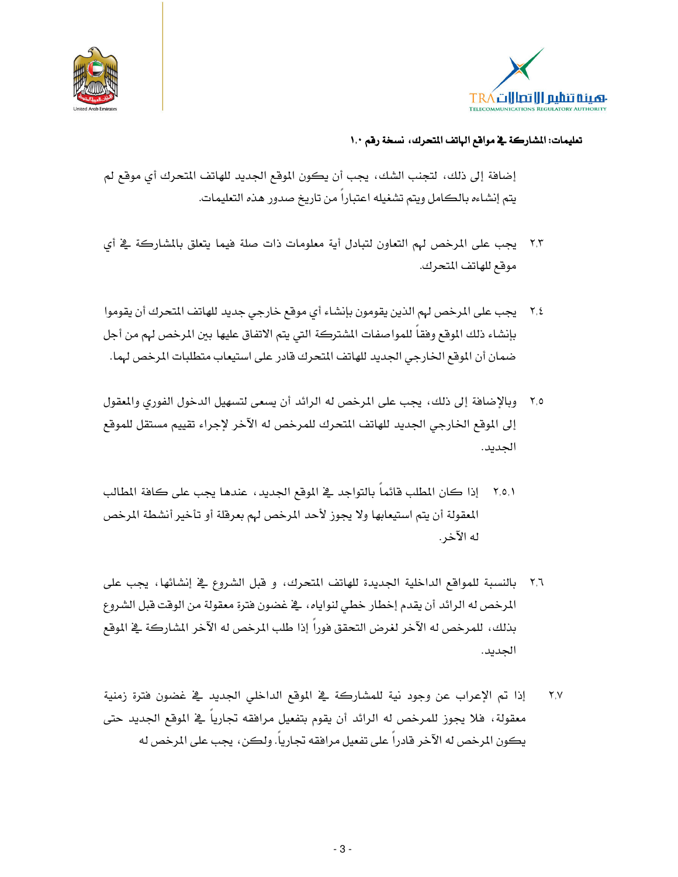إضافة إلى ذلك، لتجنب الشك، يجب أن يكون الموقع الجديد للهاتف المتحرك أي موقع لم يتم إنشاءه بالكامل ويتم تشغيله اعتباراً من تاريخ صدور هذه التعليمات.

٢،٣ يجب على المرخص لهم التعاون لتبادل أية معلومات ذات صلة فيما يتعلق بالمشاركة في أي موقع للهاتف المتحرك.

٢،٤ يجب على المرخص لهم الذين يقومون بإنشاء أي موقع خارجي جديد للهاتف المتحرك أن يقوموا بإنشاء ذلك الموقع وفقاً للمواصفات المشتركة التي يتم الاتفاق عليها بين المرخص لهم من أجل ضمان أن الموقع الخارجي الجديد للهاتف المتحرك قادر على استيعاب متطلبات المرخص لهما.

٢،٥ وبالإضافة إلى ذلك، يجب على المرخص له الرائد أن يسعى لتسهيل الدخول الفوري والمعقول إلى الموقع الخارجي الجديد للهاتف المتحرك للمرخص له الآخر لإجراء تقييم مستقل للموقع الجديد.

٢،٥،١ إذا كان المطلب قائماً بالتواجد في الموقع الجديد، عندها يجب على كافة المطالب المعقولة أن يتم استيعابها ولا يجوز لأحد المرخص لهم بعرقلة أو تأخير أنشطة المرخص له الآخر.

٢،٦ بالنسبة للمواقع الداخلية الجديدة للهاتف المتحرك، و قبل الشروع في إنشائها، يجب على المرخص له الرائد أن يقدم إخطار خطي لنواياه، في غضون فترة معقولة من الوقت قبل الشروع بذلك، للمرخص له الآخر لغرض التحقق فوراً إذا طلب المرخص له الآخر المشاركة في الموقع الجديد.

٢،٧ إذا تم الإعراب عن وجود نية للمشاركة في الموقع الداخلي الجديد في غضون فترة زمنية معقولة، فلا يجوز للمرخص له الرائد أن يقوم بتفعيل مرافقه تجارياً في الموقع الجديد حتى يكون المرخص له الآخر قادراً على تفعيل مرافقه تجارياً. ولكن، يجب على المرخص له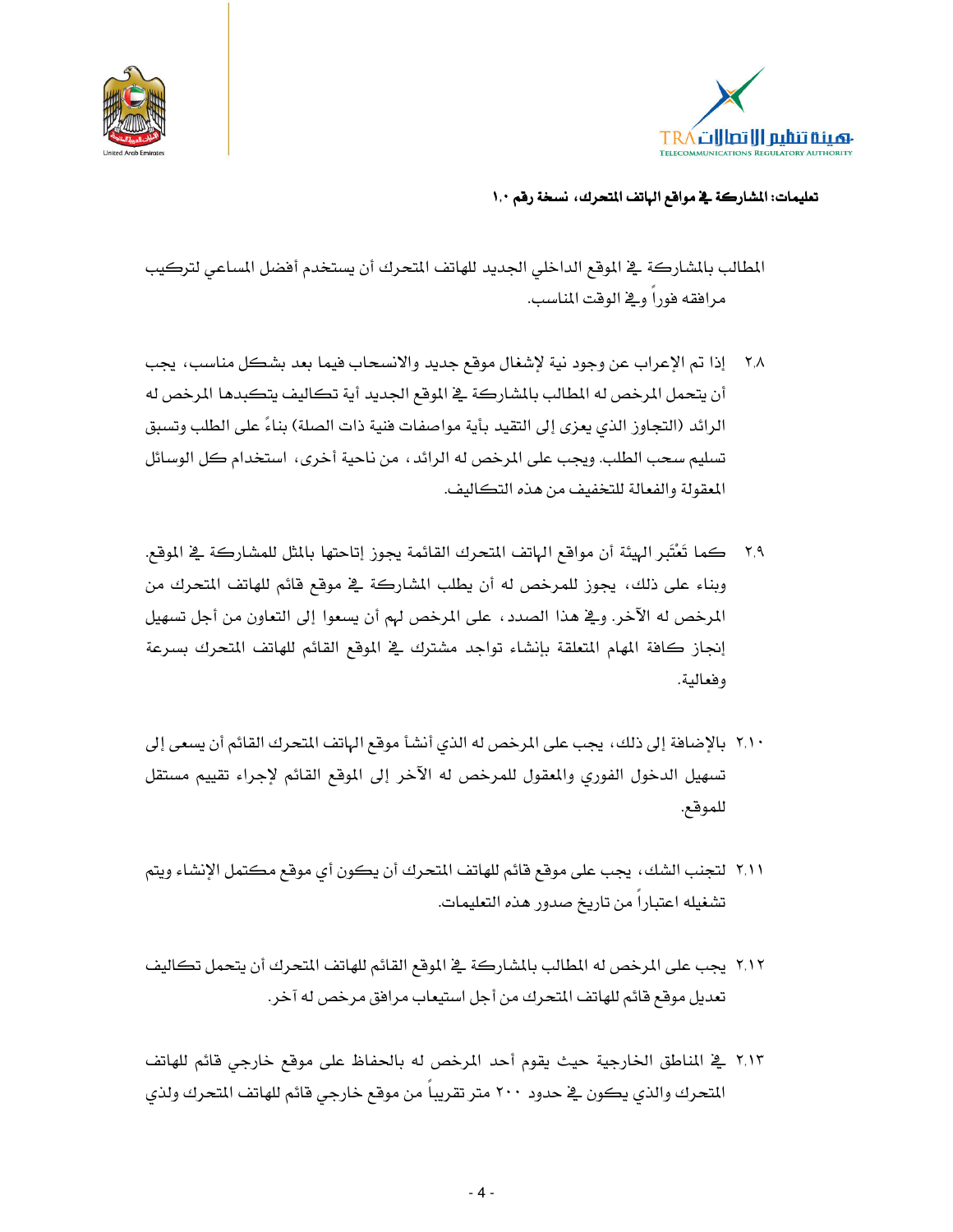المطالب بالمشاركة في الموقع الداخلي الجديد للهاتف المتحرك أن يستخدم أفضل المساعي لتركيب مرافقه فوراً وفي الوقت المناسب.

٢.٨ إذا تم الإعراب عن وجود نية لإشغال موقع جديد والانسحاب فيما بعد بشكل مناسب، يجب أن يتحمل المرخص له المطالب بالمشاركة في الموقع الجديد أية تكاليف يتكبدها المرخص له الرائد (التجاوز الذي يعزى إلى التقيد بأية مواصفات فنية ذات الصلة) بناءً على الطلب وتسبق تسليم سحب الطلب. ويجب على المرخص له الرائد، من ناحية أخرى، استخدام كل الوسائل المعقولة والفعالة للتخفيف من هذه التكاليف.

٢.٩ كما تَعْتَبر الهيئة أن مواقع الهاتف المتحرك القائمة يجوز إتاحتها بالمثل للمشاركة في الموقع. وبناء على ذلك، يجوز للمرخص له أن يطلب المشاركة في موقع قائم للهاتف المتحرك من المرخص له الآخر. وفي هذا الصدد، على المرخص لهم أن يسعوا إلى التعاون من أجل تسهيل إنجاز كافة المهام المتعلقة بإنشاء تواجد مشترك في الموقع القائم للهاتف المتحرك بسرعة وفعالية.

٢.١٠ بالإضافة إلى ذلك، يجب على المرخص له الذي أنشأ موقع الهاتف المتحرك القائم أن يسعى إلى تسهيل الدخول الفوري والمعقول للمرخص له الآخر إلى الموقع القائم لإجراء تقييم مستقل للموقع.

٢.١١ لتجنب الشك، يجب على موقع قائم للهاتف المتحرك أن يكون أي موقع مكتمل الإنشاء ويتم تشغيله اعتباراً من تاريخ صدور هذه التعليمات.

٢.١٢ يجب على المرخص له المطالب بالمشاركة في الموقع القائم للهاتف المتحرك أن يتحمل تكاليف تعديل موقع قائم للهاتف المتحرك من أجل استيعاب مرافق مرخص له آخر.

٢.١٣ في المناطق الخارجية حيث يقوم أحد المرخص له بالحفاظ على موقع خارجي قائم للهاتف المتحرك والذي يكون في حدود ٢٠٠ متر تقريباً من موقع خارجي قائم للهاتف المتحرك ولذي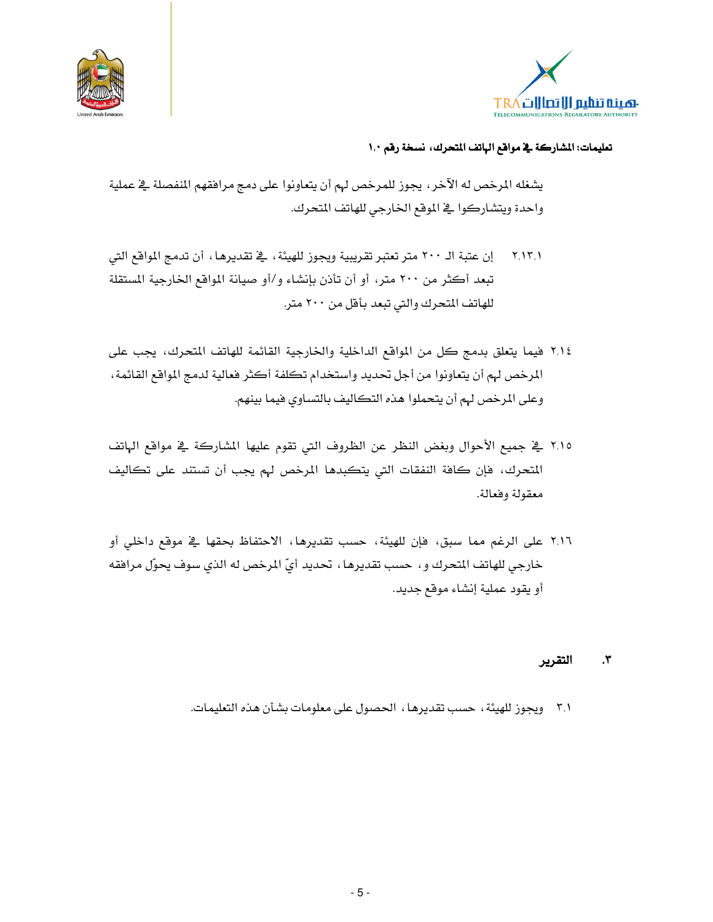يشغله المرخص له الآخر، يجوز للمرخص لهم أن يتعاونوا على دمج مرافقهم المنفصلة في عملية واحدة ويتشاركوا في الموقع الخارجي للهاتف المتحرك.

٢.١٣.١ إن عتبة الـ ٢٠٠ متر تعتبر تقريبية ويجوز للهيئة، في تقديرها، أن تدمج المواقع التي تبعد أكثر من ٢٠٠ متر، أو أن تأذن بإنشاء و/أو صيانة المواقع الخارجية المستقلة للهاتف المتحرك والتي تبعد بأقل من ٢٠٠ متر.

٢.١٤ فيما يتعلق بدمج كل من المواقع الداخلية والخارجية القائمة للهاتف المتحرك، يجب على المرخص لهم أن يتعاونوا من أجل تحديد واستخدام تكلفة أكثر فعالية لدمج المواقع القائمة، وعلى المرخص لهم أن يتحملوا هذه التكاليف بالتساوي فيما بينهم.

٢.١٥ في جميع الأحوال وبغض النظر عن الظروف التي تقوم عليها المشاركة في مواقع الهاتف المتحرك، فإن كافة النفقات التي يتكبدها المرخص لهم يجب أن تستند على تكاليف معقولة وفعالة.

٢.١٦ على الرغم مما سبق، فإن للهيئة، حسب تقديرها، الاحتفاظ بحقها في موقع داخلي أو خارجي للهاتف المتحرك و، حسب تقديرها، تحديد أيّ المرخص له الذي سوف يحوّل مرافقه أو يقود عملية إنشاء موقع جديد.

## ٣. التقرير

٣.١ ويجوز للهيئة، حسب تقديرها، الحصول على معلومات بشأن هذه التعليمات.